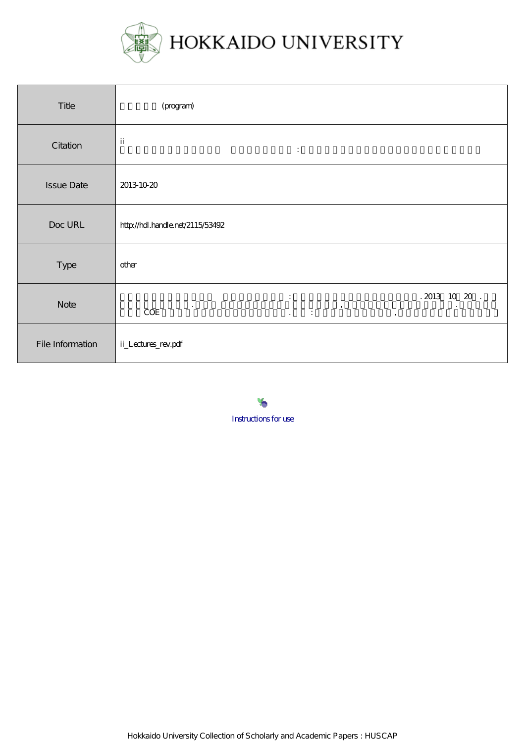# HOKKAIDO UNIVERSITY

| Title | (program) |
| --- | --- |
| Citation | ii<br>: |
| Issue Date | 2013-10-20 |
| Doc URL | http://hdl.handle.net/2115/53492 |
| Type | other |
| Note | : . 2013 10 20 .<br>. , .<br>COE . : , |
| File Information | ii_Lectures_rev.pdf |

Instructions for use

Hokkaido University Collection of Scholarly and Academic Papers : HUSCAP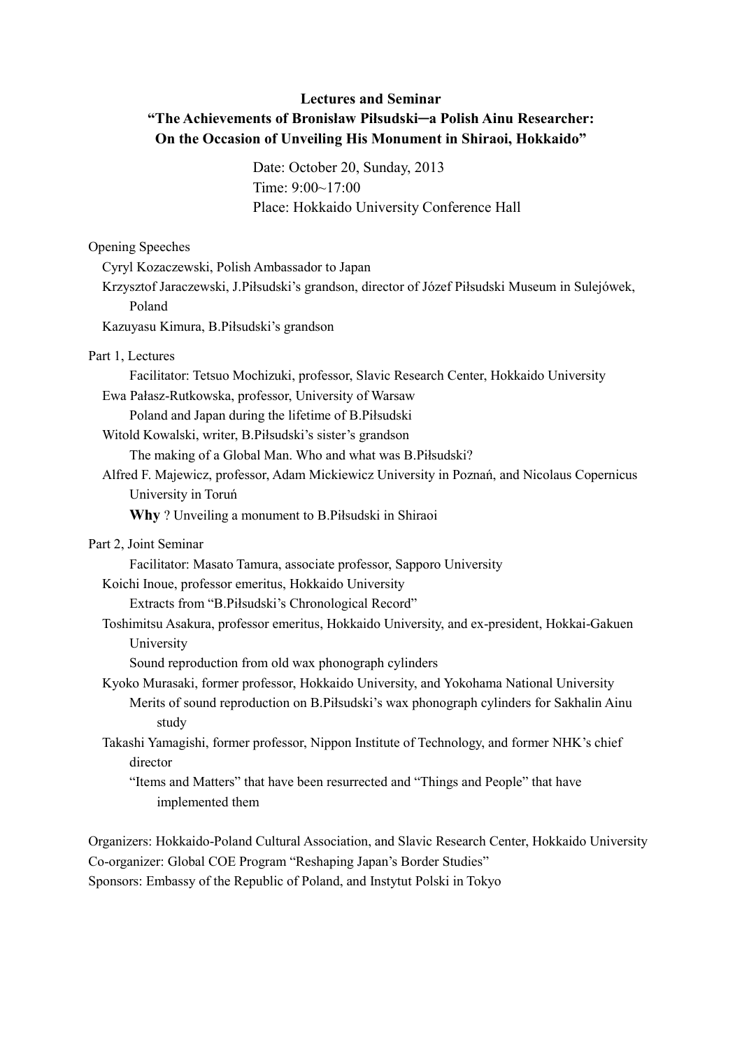**Lectures and Seminar**
**"The Achievements of Bronisław Piłsudski─a Polish Ainu Researcher: On the Occasion of Unveiling His Monument in Shiraoi, Hokkaido"**

Date: October 20, Sunday, 2013
Time: 9:00~17:00
Place: Hokkaido University Conference Hall

Opening Speeches

Cyryl Kozaczewski, Polish Ambassador to Japan

Krzysztof Jaraczewski, J.Piłsudski's grandson, director of Józef Piłsudski Museum in Sulejówek, Poland

Kazuyasu Kimura, B.Piłsudski's grandson

Part 1, Lectures

Facilitator: Tetsuo Mochizuki, professor, Slavic Research Center, Hokkaido University

Ewa Pałasz-Rutkowska, professor, University of Warsaw
Poland and Japan during the lifetime of B.Piłsudski

Witold Kowalski, writer, B.Piłsudski's sister's grandson
The making of a Global Man. Who and what was B.Piłsudski?

Alfred F. Majewicz, professor, Adam Mickiewicz University in Poznań, and Nicolaus Copernicus University in Toruń
**Why** ? Unveiling a monument to B.Piłsudski in Shiraoi

Part 2, Joint Seminar

Facilitator: Masato Tamura, associate professor, Sapporo University

Koichi Inoue, professor emeritus, Hokkaido University
Extracts from "B.Piłsudski's Chronological Record"

Toshimitsu Asakura, professor emeritus, Hokkaido University, and ex-president, Hokkai-Gakuen University
Sound reproduction from old wax phonograph cylinders

Kyoko Murasaki, former professor, Hokkaido University, and Yokohama National University
Merits of sound reproduction on B.Piłsudski's wax phonograph cylinders for Sakhalin Ainu study

Takashi Yamagishi, former professor, Nippon Institute of Technology, and former NHK's chief director
"Items and Matters" that have been resurrected and "Things and People" that have implemented them

Organizers: Hokkaido-Poland Cultural Association, and Slavic Research Center, Hokkaido University
Co-organizer: Global COE Program "Reshaping Japan's Border Studies"
Sponsors: Embassy of the Republic of Poland, and Instytut Polski in Tokyo